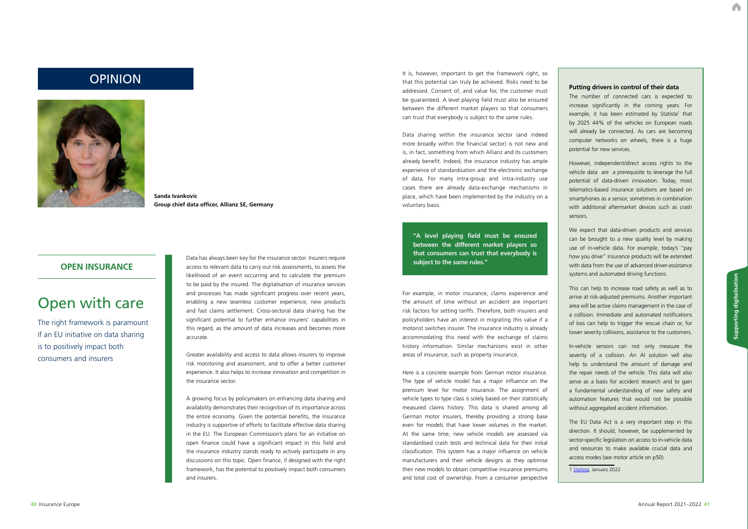# OPINION

**Sanda Ivankovic**
**Group chief data officer, Allianz SE, Germany**

## OPEN INSURANCE

# Open with care

The right framework is paramount if an EU initiative on data sharing is to positively impact both consumers and insurers

Data has always been key for the insurance sector. Insurers require access to relevant data to carry out risk assessments, to assess the likelihood of an event occurring and to calculate the premium to be paid by the insured. The digitalisation of insurance services and processes has made significant progress over recent years, enabling a new seamless customer experience, new products and fast claims settlement. Cross-sectoral data sharing has the significant potential to further enhance insurers' capabilities in this regard, as the amount of data increases and becomes more accurate.

Greater availability and access to data allows insurers to improve risk monitoring and assessment, and to offer a better customer experience. It also helps to increase innovation and competition in the insurance sector.

A growing focus by policymakers on enhancing data sharing and availability demonstrates their recognition of its importance across the entire economy. Given the potential benefits, the insurance industry is supportive of efforts to facilitate effective data sharing in the EU. The European Commission's plans for an initiative on open finance could have a significant impact in this field and the insurance industry stands ready to actively participate in any discussions on this topic. Open finance, if designed with the right framework, has the potential to positively impact both consumers and insurers.

It is, however, important to get the framework right, so that this potential can truly be achieved. Risks need to be addressed. Consent of, and value for, the customer must be guaranteed. A level playing field must also be ensured between the different market players so that consumers can trust that everybody is subject to the same rules.

Data sharing within the insurance sector (and indeed more broadly within the financial sector) is not new and is, in fact, something from which Allianz and its customers already benefit. Indeed, the insurance industry has ample experience of standardisation and the electronic exchange of data. For many intra-group and intra-industry use cases there are already data-exchange mechanisms in place, which have been implemented by the industry on a voluntary basis.

> **"A level playing field must be ensured between the different market players so that consumers can trust that everybody is subject to the same rules."**

For example, in motor insurance, claims experience and the amount of time without an accident are important risk factors for setting tariffs. Therefore, both insurers and policyholders have an interest in migrating this value if a motorist switches insurer. The insurance industry is already accommodating this need with the exchange of claims history information. Similar mechanisms exist in other areas of insurance, such as property insurance.

Here is a concrete example from German motor insurance. The type of vehicle model has a major influence on the premium level for motor insurance. The assignment of vehicle types to type class is solely based on their statistically measured claims history. This data is shared among all German motor insurers, thereby providing a strong base even for models that have lower volumes in the market. At the same time, new vehicle models are assessed via standardised crash tests and technical data for their initial classification. This system has a major influence on vehicle manufacturers and their vehicle designs as they optimise their new models to obtain competitive insurance premiums and total cost of ownership. From a consumer perspective

### Putting drivers in control of their data

The number of connected cars is expected to increase significantly in the coming years. For example, it has been estimated by Statista[1] that by 2025 44% of the vehicles on European roads will already be connected. As cars are becoming computer networks on wheels, there is a huge potential for new services.

However, independent/direct access rights to the vehicle data are a prerequisite to leverage the full potential of data-driven innovation. Today, most telematics-based insurance solutions are based on smartphones as a sensor, sometimes in combination with additional aftermarket devices such as crash sensors.

We expect that data-driven products and services can be brought to a new quality level by making use of in-vehicle data. For example, today's "pay how you drive" insurance products will be extended with data from the use of advanced driver-assistance systems and automated driving functions.

This can help to increase road safety as well as to arrive at risk-adjusted premiums. Another important area will be active claims management in the case of a collision. Immediate and automated notifications of loss can help to trigger the rescue chain or, for lower severity collisions, assistance to the customers.

In-vehicle sensors can not only measure the severity of a collision. An AI solution will also help to understand the amount of damage and the repair needs of the vehicle. This data will also serve as a basis for accident research and to gain a fundamental understanding of new safety and automation features that would not be possible without aggregated accident information.

The EU Data Act is a very important step in this direction. It should, however, be supplemented by sector-specific legislation on access to in-vehicle data and resources to make available crucial data and access modes (see motor article on p50).

1 Statista, January 2022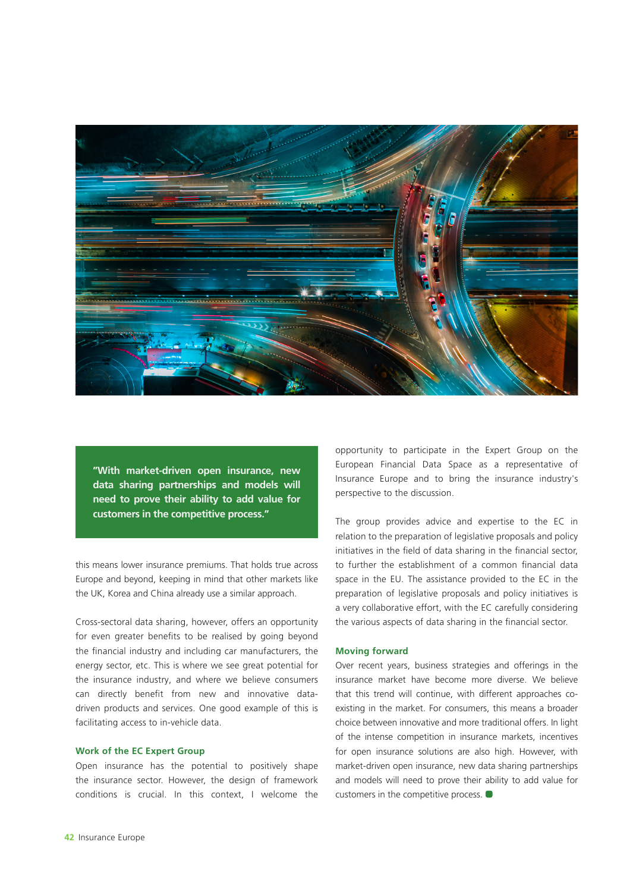> "With market-driven open insurance, new data sharing partnerships and models will need to prove their ability to add value for customers in the competitive process."

this means lower insurance premiums. That holds true across Europe and beyond, keeping in mind that other markets like the UK, Korea and China already use a similar approach.

Cross-sectoral data sharing, however, offers an opportunity for even greater benefits to be realised by going beyond the financial industry and including car manufacturers, the energy sector, etc. This is where we see great potential for the insurance industry, and where we believe consumers can directly benefit from new and innovative data-driven products and services. One good example of this is facilitating access to in-vehicle data.

### Work of the EC Expert Group

Open insurance has the potential to positively shape the insurance sector. However, the design of framework conditions is crucial. In this context, I welcome the opportunity to participate in the Expert Group on the European Financial Data Space as a representative of Insurance Europe and to bring the insurance industry's perspective to the discussion.

The group provides advice and expertise to the EC in relation to the preparation of legislative proposals and policy initiatives in the field of data sharing in the financial sector, to further the establishment of a common financial data space in the EU. The assistance provided to the EC in the preparation of legislative proposals and policy initiatives is a very collaborative effort, with the EC carefully considering the various aspects of data sharing in the financial sector.

### Moving forward

Over recent years, business strategies and offerings in the insurance market have become more diverse. We believe that this trend will continue, with different approaches co-existing in the market. For consumers, this means a broader choice between innovative and more traditional offers. In light of the intense competition in insurance markets, incentives for open insurance solutions are also high. However, with market-driven open insurance, new data sharing partnerships and models will need to prove their ability to add value for customers in the competitive process.